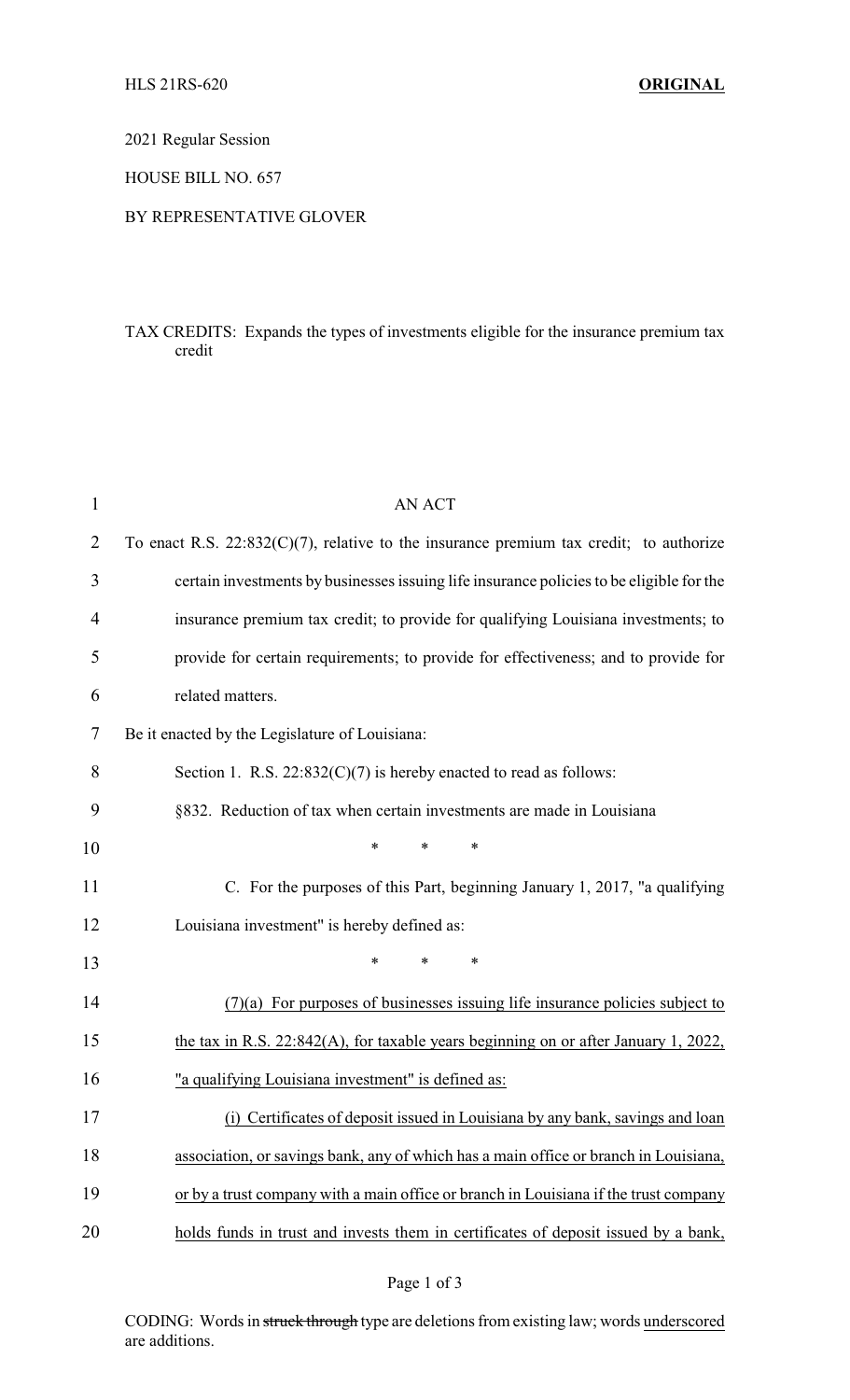HLS 21RS-620 **ORIGINAL**

2021 Regular Session

HOUSE BILL NO. 657

BY REPRESENTATIVE GLOVER

TAX CREDITS: Expands the types of investments eligible for the insurance premium tax credit

AN ACT

To enact R.S. 22:832(C)(7), relative to the insurance premium tax credit; to authorize certain investments by businesses issuing life insurance policies to be eligible for the insurance premium tax credit; to provide for qualifying Louisiana investments; to provide for certain requirements; to provide for effectiveness; and to provide for related matters.

Be it enacted by the Legislature of Louisiana:

Section 1. R.S. 22:832(C)(7) is hereby enacted to read as follows:

§832. Reduction of tax when certain investments are made in Louisiana

\* \* \*

C. For the purposes of this Part, beginning January 1, 2017, "a qualifying Louisiana investment" is hereby defined as:

\* \* \*

<u>(7)(a) For purposes of businesses issuing life insurance policies subject to the tax in R.S. 22:842(A), for taxable years beginning on or after January 1, 2022, "a qualifying Louisiana investment" is defined as:</u>

<u>(i) Certificates of deposit issued in Louisiana by any bank, savings and loan association, or savings bank, any of which has a main office or branch in Louisiana, or by a trust company with a main office or branch in Louisiana if the trust company holds funds in trust and invests them in certificates of deposit issued by a bank,</u>

CODING: Words in ~~struck through~~ type are deletions from existing law; words <u>underscored</u> are additions.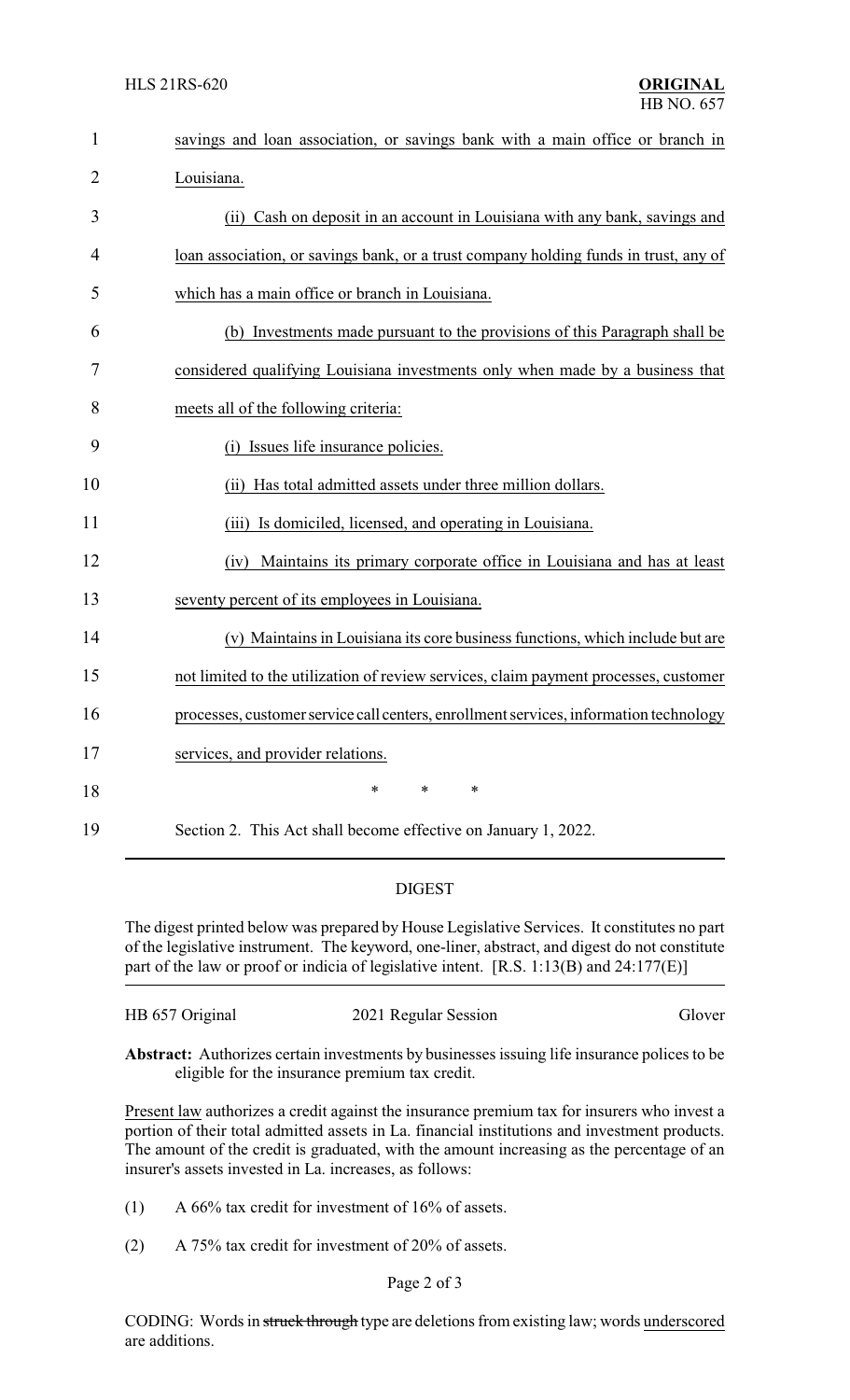savings and loan association, or savings bank with a main office or branch in Louisiana.

(ii) Cash on deposit in an account in Louisiana with any bank, savings and loan association, or savings bank, or a trust company holding funds in trust, any of which has a main office or branch in Louisiana.

(b) Investments made pursuant to the provisions of this Paragraph shall be considered qualifying Louisiana investments only when made by a business that meets all of the following criteria:

(i) Issues life insurance policies.

(ii) Has total admitted assets under three million dollars.

(iii) Is domiciled, licensed, and operating in Louisiana.

(iv) Maintains its primary corporate office in Louisiana and has at least seventy percent of its employees in Louisiana.

(v) Maintains in Louisiana its core business functions, which include but are not limited to the utilization of review services, claim payment processes, customer processes, customer service call centers, enrollment services, information technology services, and provider relations.

\* \* \*

Section 2. This Act shall become effective on January 1, 2022.

## DIGEST

The digest printed below was prepared by House Legislative Services. It constitutes no part of the legislative instrument. The keyword, one-liner, abstract, and digest do not constitute part of the law or proof or indicia of legislative intent. [R.S. 1:13(B) and 24:177(E)]

HB 657 Original — 2021 Regular Session — Glover

**Abstract:** Authorizes certain investments by businesses issuing life insurance polices to be eligible for the insurance premium tax credit.

Present law authorizes a credit against the insurance premium tax for insurers who invest a portion of their total admitted assets in La. financial institutions and investment products. The amount of the credit is graduated, with the amount increasing as the percentage of an insurer's assets invested in La. increases, as follows:

(1) A 66% tax credit for investment of 16% of assets.

(2) A 75% tax credit for investment of 20% of assets.

CODING: Words in ~~struck through~~ type are deletions from existing law; words underscored are additions.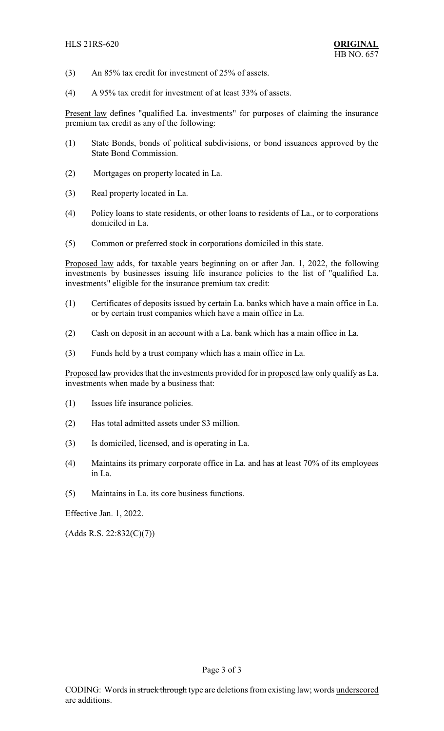(3) An 85% tax credit for investment of 25% of assets.

(4) A 95% tax credit for investment of at least 33% of assets.

<u>Present law</u> defines "qualified La. investments" for purposes of claiming the insurance premium tax credit as any of the following:

(1) State Bonds, bonds of political subdivisions, or bond issuances approved by the State Bond Commission.

(2) Mortgages on property located in La.

(3) Real property located in La.

(4) Policy loans to state residents, or other loans to residents of La., or to corporations domiciled in La.

(5) Common or preferred stock in corporations domiciled in this state.

<u>Proposed law</u> adds, for taxable years beginning on or after Jan. 1, 2022, the following investments by businesses issuing life insurance policies to the list of "qualified La. investments" eligible for the insurance premium tax credit:

(1) Certificates of deposits issued by certain La. banks which have a main office in La. or by certain trust companies which have a main office in La.

(2) Cash on deposit in an account with a La. bank which has a main office in La.

(3) Funds held by a trust company which has a main office in La.

<u>Proposed law</u> provides that the investments provided for in <u>proposed law</u> only qualify as La. investments when made by a business that:

(1) Issues life insurance policies.

(2) Has total admitted assets under $3 million.

(3) Is domiciled, licensed, and is operating in La.

(4) Maintains its primary corporate office in La. and has at least 70% of its employees in La.

(5) Maintains in La. its core business functions.

Effective Jan. 1, 2022.

(Adds R.S. 22:832(C)(7))

CODING: Words in ~~struck through~~ type are deletions from existing law; words <u>underscored</u> are additions.